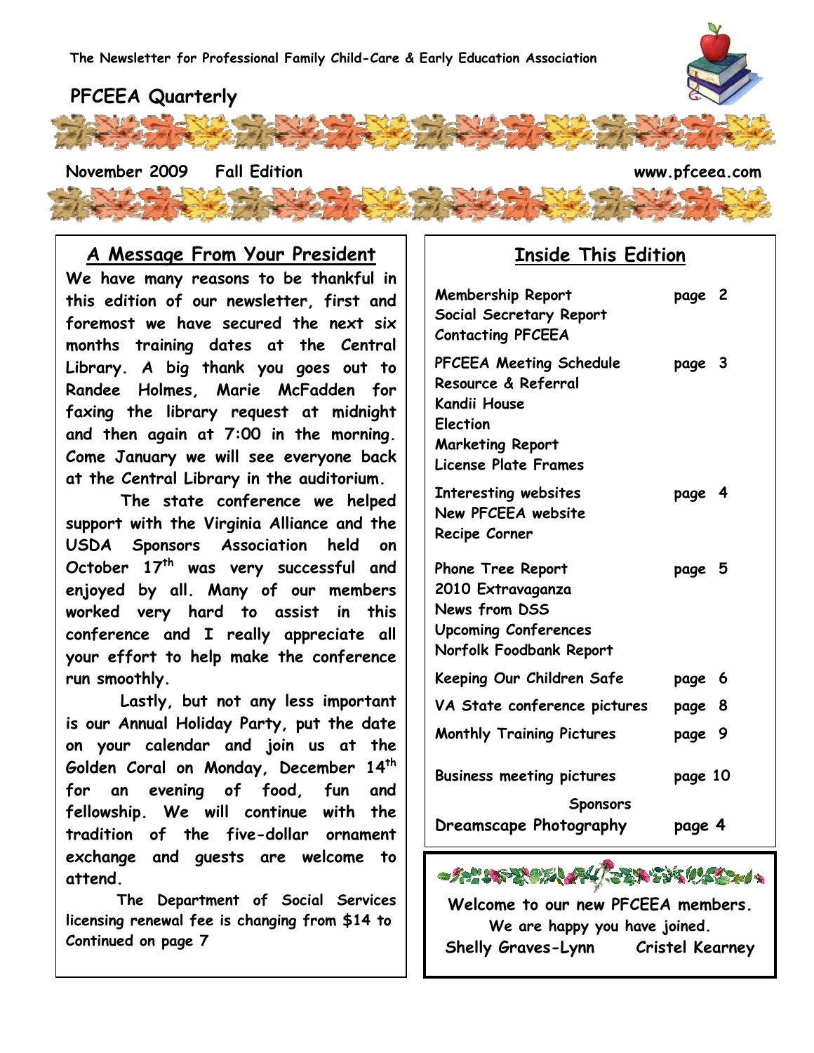The Newsletter for Professional Family Child-Care & Early Education Association

# PFCEEA Quarterly

November 2009 Fall Edition www.pfceea.com

## A Message From Your President

**We have many reasons to be thankful in this edition of our newsletter, first and foremost we have secured the next six months training dates at the Central Library. A big thank you goes out to Randee Holmes, Marie McFadden for faxing the library request at midnight and then again at 7:00 in the morning. Come January we will see everyone back at the Central Library in the auditorium.**

**The state conference we helped support with the Virginia Alliance and the USDA Sponsors Association held on October 17th was very successful and enjoyed by all. Many of our members worked very hard to assist in this conference and I really appreciate all your effort to help make the conference run smoothly.**

**Lastly, but not any less important is our Annual Holiday Party, put the date on your calendar and join us at the Golden Coral on Monday, December 14th for an evening of food, fun and fellowship. We will continue with the tradition of the five-dollar ornament exchange and guests are welcome to attend.**

**The Department of Social Services licensing renewal fee is changing from $14 to Continued on page 7**

## Inside This Edition

| | |
|---|---|
| Membership Report<br>Social Secretary Report<br>Contacting PFCEEA | page 2 |
| PFCEEA Meeting Schedule<br>Resource & Referral<br>Kandii House<br>Election<br>Marketing Report<br>License Plate Frames | page 3 |
| Interesting websites<br>New PFCEEA website<br>Recipe Corner | page 4 |
| Phone Tree Report<br>2010 Extravaganza<br>News from DSS<br>Upcoming Conferences<br>Norfolk Foodbank Report | page 5 |
| Keeping Our Children Safe | page 6 |
| VA State conference pictures | page 8 |
| Monthly Training Pictures | page 9 |
| Business meeting pictures | page 10 |
| Sponsors | |
| Dreamscape Photography | page 4 |

**Welcome to our new PFCEEA members.**
**We are happy you have joined.**
**Shelly Graves-Lynn Cristel Kearney**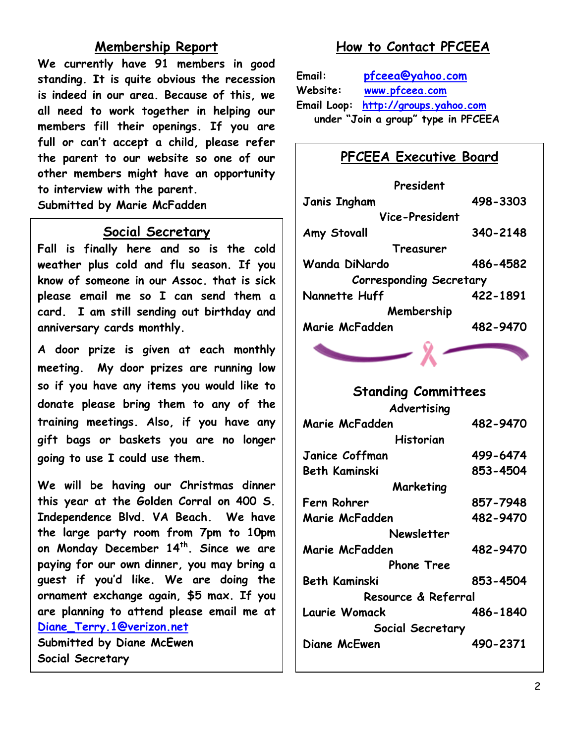## Membership Report

We currently have 91 members in good standing. It is quite obvious the recession is indeed in our area. Because of this, we all need to work together in helping our members fill their openings. If you are full or can't accept a child, please refer the parent to our website so one of our other members might have an opportunity to interview with the parent.

Submitted by Marie McFadden

## Social Secretary

Fall is finally here and so is the cold weather plus cold and flu season. If you know of someone in our Assoc. that is sick please email me so I can send them a card. I am still sending out birthday and anniversary cards monthly.

A door prize is given at each monthly meeting. My door prizes are running low so if you have any items you would like to donate please bring them to any of the training meetings. Also, if you have any gift bags or baskets you are no longer going to use I could use them.

We will be having our Christmas dinner this year at the Golden Corral on 400 S. Independence Blvd. VA Beach. We have the large party room from 7pm to 10pm on Monday December 14th. Since we are paying for our own dinner, you may bring a guest if you'd like. We are doing the ornament exchange again, $5 max. If you are planning to attend please email me at Diane_Terry.1@verizon.net

Submitted by Diane McEwen
Social Secretary

## How to Contact PFCEEA

Email: pfceea@yahoo.com
Website: www.pfceea.com
Email Loop: http://groups.yahoo.com
under "Join a group" type in PFCEEA

## PFCEEA Executive Board

**President**
Janis Ingham 498-3303

**Vice-President**
Amy Stovall 340-2148

**Treasurer**
Wanda DiNardo 486-4582

**Corresponding Secretary**
Nannette Huff 422-1891

**Membership**
Marie McFadden 482-9470

## Standing Committees

**Advertising**
Marie McFadden 482-9470

**Historian**
Janice Coffman 499-6474
Beth Kaminski 853-4504

**Marketing**
Fern Rohrer 857-7948
Marie McFadden 482-9470

**Newsletter**
Marie McFadden 482-9470

**Phone Tree**
Beth Kaminski 853-4504

**Resource & Referral**
Laurie Womack 486-1840

**Social Secretary**
Diane McEwen 490-2371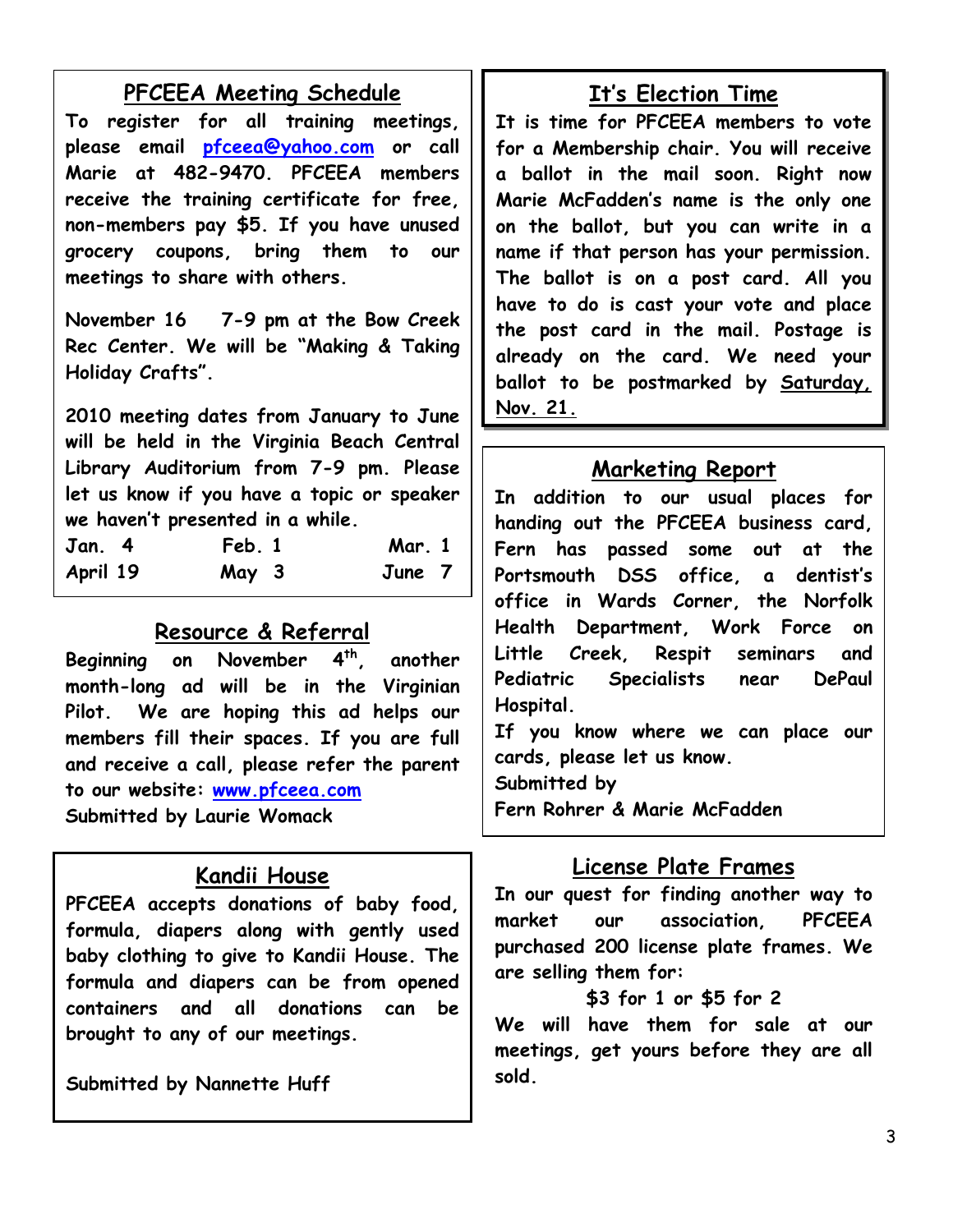## PFCEEA Meeting Schedule

To register for all training meetings, please email pfceea@yahoo.com or call Marie at 482-9470. PFCEEA members receive the training certificate for free, non-members pay $5. If you have unused grocery coupons, bring them to our meetings to share with others.

November 16 7-9 pm at the Bow Creek Rec Center. We will be "Making & Taking Holiday Crafts".

2010 meeting dates from January to June will be held in the Virginia Beach Central Library Auditorium from 7-9 pm. Please let us know if you have a topic or speaker we haven't presented in a while.

| | | |
|---|---|---|
| Jan. 4 | Feb. 1 | Mar. 1 |
| April 19 | May 3 | June 7 |

## Resource & Referral

Beginning on November 4th, another month-long ad will be in the Virginian Pilot. We are hoping this ad helps our members fill their spaces. If you are full and receive a call, please refer the parent to our website: www.pfceea.com

Submitted by Laurie Womack

## Kandii House

PFCEEA accepts donations of baby food, formula, diapers along with gently used baby clothing to give to Kandii House. The formula and diapers can be from opened containers and all donations can be brought to any of our meetings.

Submitted by Nannette Huff

## It's Election Time

It is time for PFCEEA members to vote for a Membership chair. You will receive a ballot in the mail soon. Right now Marie McFadden's name is the only one on the ballot, but you can write in a name if that person has your permission. The ballot is on a post card. All you have to do is cast your vote and place the post card in the mail. Postage is already on the card. We need your ballot to be postmarked by Saturday, Nov. 21.

## Marketing Report

In addition to our usual places for handing out the PFCEEA business card, Fern has passed some out at the Portsmouth DSS office, a dentist's office in Wards Corner, the Norfolk Health Department, Work Force on Little Creek, Respit seminars and Pediatric Specialists near DePaul Hospital.

If you know where we can place our cards, please let us know.

Submitted by
Fern Rohrer & Marie McFadden

## License Plate Frames

In our quest for finding another way to market our association, PFCEEA purchased 200 license plate frames. We are selling them for:

$3 for 1 or $5 for 2

We will have them for sale at our meetings, get yours before they are all sold.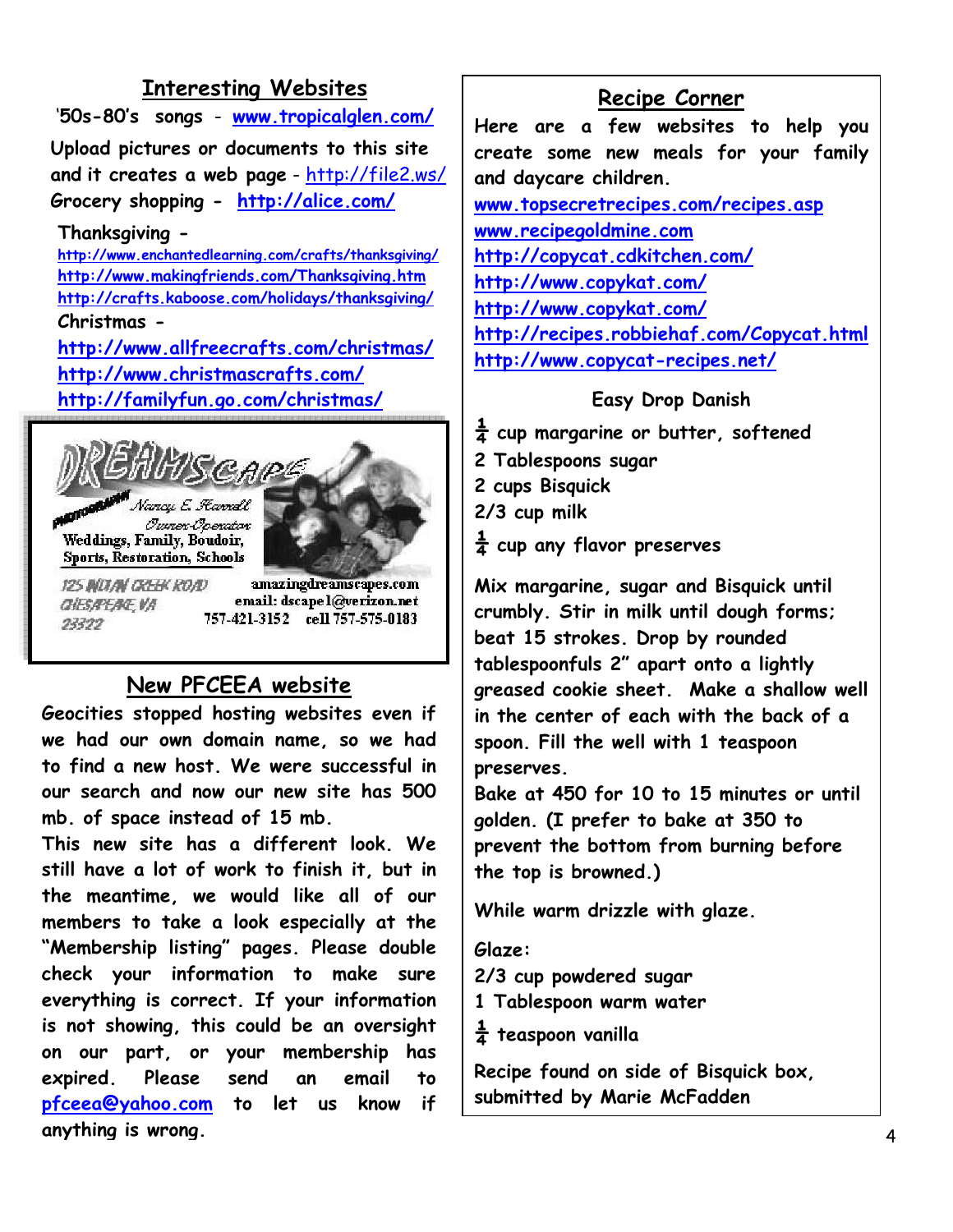## Interesting Websites

'50s-80's songs - www.tropicalglen.com/

Upload pictures or documents to this site and it creates a web page - http://file2.ws/

Grocery shopping - http://alice.com/

Thanksgiving -
http://www.enchantedlearning.com/crafts/thanksgiving/
http://www.makingfriends.com/Thanksgiving.htm
http://crafts.kaboose.com/holidays/thanksgiving/

Christmas -
http://www.allfreecrafts.com/christmas/
http://www.christmascrafts.com/
http://familyfun.go.com/christmas/

DREAMSCAPE PHOTOGRAPHY
Nancy E. Harrell
Owner-Operator
Weddings, Family, Boudoir, Sports, Restoration, Schools
125 INDIAN CREEK ROAD
CHESAPEAKE, VA
23322
amazingdreamscapes.com
email: dscape1@verizon.net
757-421-3152 cell 757-575-0183

## New PFCEEA website

Geocities stopped hosting websites even if we had our own domain name, so we had to find a new host. We were successful in our search and now our new site has 500 mb. of space instead of 15 mb.

This new site has a different look. We still have a lot of work to finish it, but in the meantime, we would like all of our members to take a look especially at the "Membership listing" pages. Please double check your information to make sure everything is correct. If your information is not showing, this could be an oversight on our part, or your membership has expired. Please send an email to pfceea@yahoo.com to let us know if anything is wrong.

## Recipe Corner

Here are a few websites to help you create some new meals for your family and daycare children.

www.topsecretrecipes.com/recipes.asp
www.recipegoldmine.com
http://copycat.cdkitchen.com/
http://www.copykat.com/
http://www.copykat.com/
http://recipes.robbiehaf.com/Copycat.html
http://www.copycat-recipes.net/

### Easy Drop Danish

¼ cup margarine or butter, softened
2 Tablespoons sugar
2 cups Bisquick
2/3 cup milk
¼ cup any flavor preserves

Mix margarine, sugar and Bisquick until crumbly. Stir in milk until dough forms; beat 15 strokes. Drop by rounded tablespoonfuls 2" apart onto a lightly greased cookie sheet. Make a shallow well in the center of each with the back of a spoon. Fill the well with 1 teaspoon preserves.
Bake at 450 for 10 to 15 minutes or until golden. (I prefer to bake at 350 to prevent the bottom from burning before the top is browned.)

While warm drizzle with glaze.

Glaze:
2/3 cup powdered sugar
1 Tablespoon warm water
¼ teaspoon vanilla

Recipe found on side of Bisquick box, submitted by Marie McFadden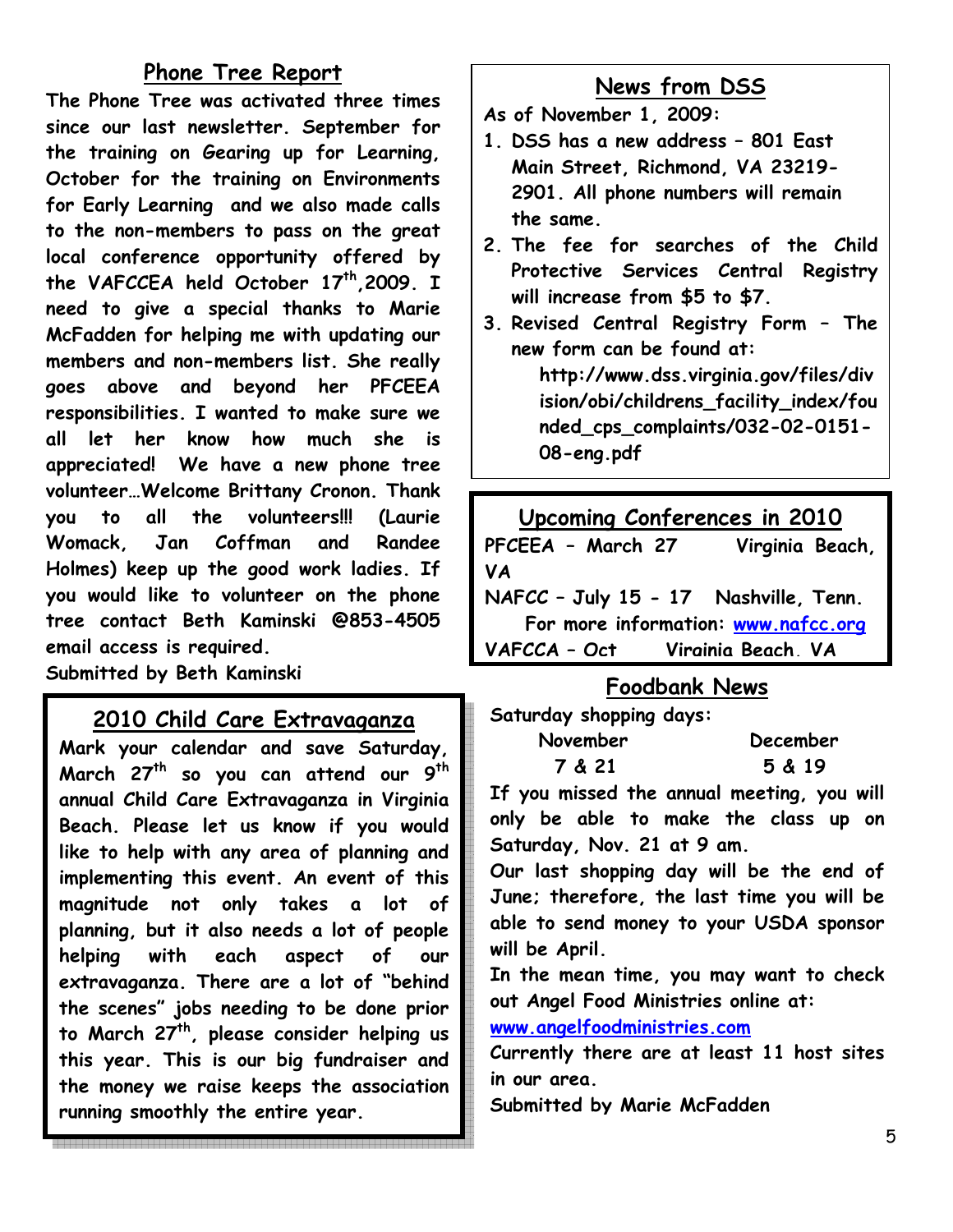## Phone Tree Report

**The Phone Tree was activated three times since our last newsletter. September for the training on Gearing up for Learning, October for the training on Environments for Early Learning and we also made calls to the non-members to pass on the great local conference opportunity offered by the VAFCCEA held October 17th,2009. I need to give a special thanks to Marie McFadden for helping me with updating our members and non-members list. She really goes above and beyond her PFCEEA responsibilities. I wanted to make sure we all let her know how much she is appreciated! We have a new phone tree volunteer…Welcome Brittany Cronon. Thank you to all the volunteers!!! (Laurie Womack, Jan Coffman and Randee Holmes) keep up the good work ladies. If you would like to volunteer on the phone tree contact Beth Kaminski @853-4505 email access is required.**

**Submitted by Beth Kaminski**

## 2010 Child Care Extravaganza

**Mark your calendar and save Saturday, March 27th so you can attend our 9th annual Child Care Extravaganza in Virginia Beach. Please let us know if you would like to help with any area of planning and implementing this event. An event of this magnitude not only takes a lot of planning, but it also needs a lot of people helping with each aspect of our extravaganza. There are a lot of "behind the scenes" jobs needing to be done prior to March 27th, please consider helping us this year. This is our big fundraiser and the money we raise keeps the association running smoothly the entire year.**

## News from DSS

**As of November 1, 2009:**

1. **DSS has a new address – 801 East Main Street, Richmond, VA 23219-2901. All phone numbers will remain the same.**
2. **The fee for searches of the Child Protective Services Central Registry will increase from $5 to $7.**
3. **Revised Central Registry Form – The new form can be found at:**
   **http://www.dss.virginia.gov/files/division/obi/childrens_facility_index/founded_cps_complaints/032-02-0151-08-eng.pdf**

## Upcoming Conferences in 2010

**PFCEEA – March 27 Virginia Beach, VA**

**NAFCC – July 15 - 17 Nashville, Tenn.**
**For more information: [www.nafcc.org](http://www.nafcc.org)**

**VAFCCA – Oct Virginia Beach, VA**

## Foodbank News

**Saturday shopping days:**

| November | December |
|---|---|
| 7 & 21 | 5 & 19 |

**If you missed the annual meeting, you will only be able to make the class up on Saturday, Nov. 21 at 9 am.**

**Our last shopping day will be the end of June; therefore, the last time you will be able to send money to your USDA sponsor will be April.**

**In the mean time, you may want to check out Angel Food Ministries online at: [www.angelfoodministries.com](http://www.angelfoodministries.com)**

**Currently there are at least 11 host sites in our area.**

**Submitted by Marie McFadden**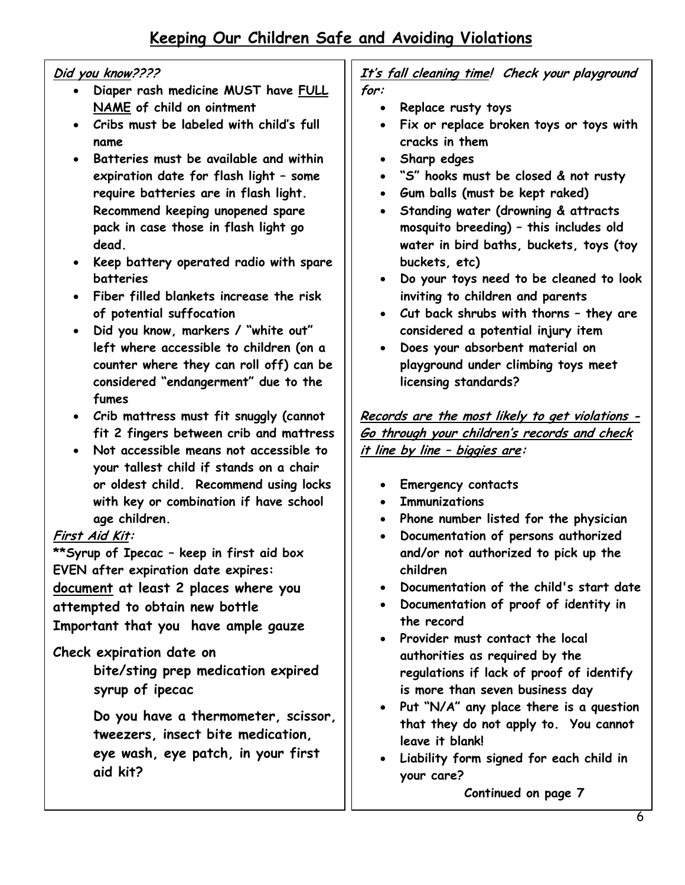# Keeping Our Children Safe and Avoiding Violations

***Did you know????***

- **Diaper rash medicine MUST have FULL NAME of child on ointment**
- **Cribs must be labeled with child's full name**
- **Batteries must be available and within expiration date for flash light – some require batteries are in flash light. Recommend keeping unopened spare pack in case those in flash light go dead.**
- **Keep battery operated radio with spare batteries**
- **Fiber filled blankets increase the risk of potential suffocation**
- **Did you know, markers / "white out" left where accessible to children (on a counter where they can roll off) can be considered "endangerment" due to the fumes**
- **Crib mattress must fit snuggly (cannot fit 2 fingers between crib and mattress**
- **Not accessible means not accessible to your tallest child if stands on a chair or oldest child. Recommend using locks with key or combination if have school age children.**

***First Aid Kit:***

**\*\*Syrup of Ipecac – keep in first aid box EVEN after expiration date expires: document at least 2 places where you attempted to obtain new bottle**
**Important that you have ample gauze**

**Check expiration date on**
**bite/sting prep medication expired syrup of ipecac**

**Do you have a thermometer, scissor, tweezers, insect bite medication, eye wash, eye patch, in your first aid kit?**

***It's fall cleaning time! Check your playground for:***

- **Replace rusty toys**
- **Fix or replace broken toys or toys with cracks in them**
- **Sharp edges**
- **"S" hooks must be closed & not rusty**
- **Gum balls (must be kept raked)**
- **Standing water (drowning & attracts mosquito breeding) – this includes old water in bird baths, buckets, toys (toy buckets, etc)**
- **Do your toys need to be cleaned to look inviting to children and parents**
- **Cut back shrubs with thorns – they are considered a potential injury item**
- **Does your absorbent material on playground under climbing toys meet licensing standards?**

***Records are the most likely to get violations - Go through your children's records and check it line by line – biggies are:***

- **Emergency contacts**
- **Immunizations**
- **Phone number listed for the physician**
- **Documentation of persons authorized and/or not authorized to pick up the children**
- **Documentation of the child's start date**
- **Documentation of proof of identity in the record**
- **Provider must contact the local authorities as required by the regulations if lack of proof of identify is more than seven business day**
- **Put "N/A" any place there is a question that they do not apply to. You cannot leave it blank!**
- **Liability form signed for each child in your care?**

**Continued on page 7**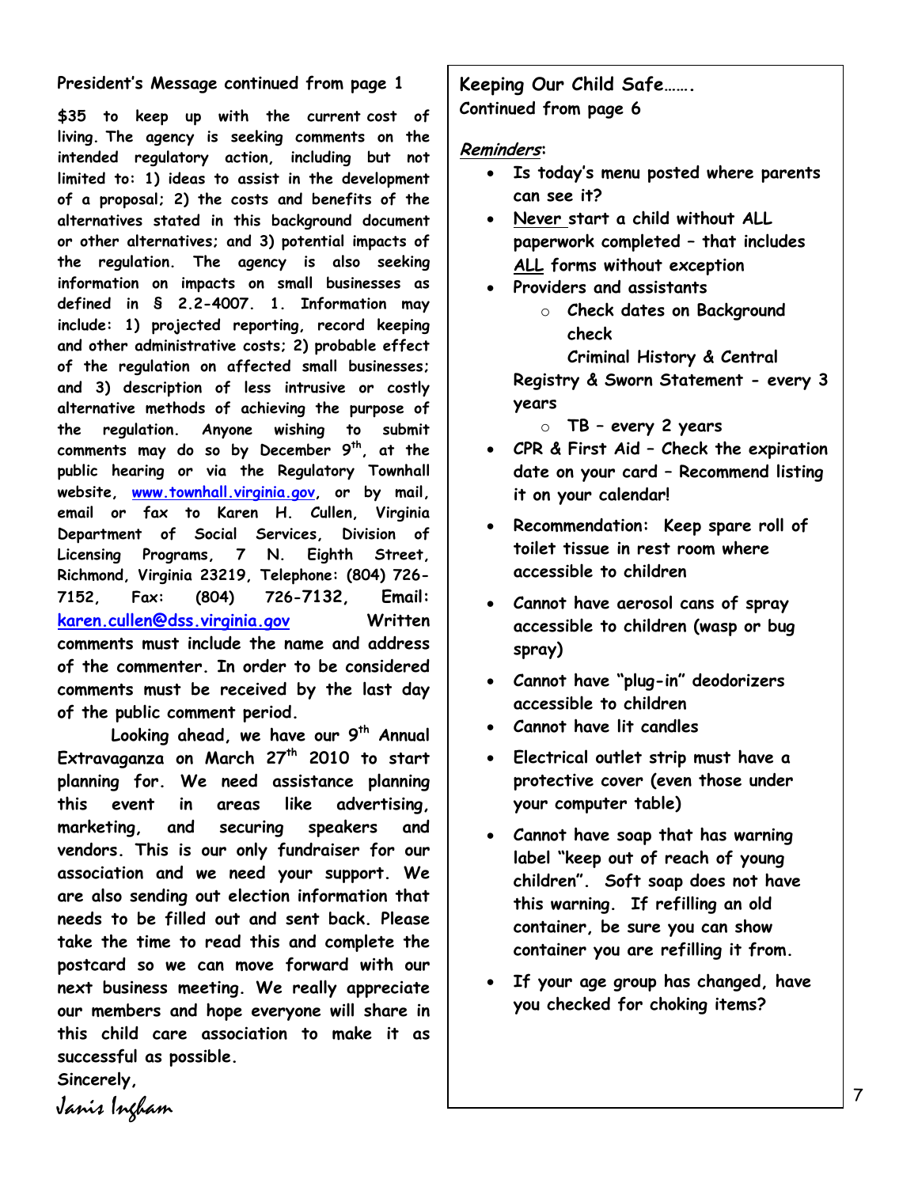**President's Message continued from page 1**

**$35 to keep up with the current cost of living. The agency is seeking comments on the intended regulatory action, including but not limited to: 1) ideas to assist in the development of a proposal; 2) the costs and benefits of the alternatives stated in this background document or other alternatives; and 3) potential impacts of the regulation. The agency is also seeking information on impacts on small businesses as defined in § 2.2-4007. 1. Information may include: 1) projected reporting, record keeping and other administrative costs; 2) probable effect of the regulation on affected small businesses; and 3) description of less intrusive or costly alternative methods of achieving the purpose of the regulation. Anyone wishing to submit comments may do so by December 9th, at the public hearing or via the Regulatory Townhall website, www.townhall.virginia.gov, or by mail, email or fax to Karen H. Cullen, Virginia Department of Social Services, Division of Licensing Programs, 7 N. Eighth Street, Richmond, Virginia 23219, Telephone: (804) 726-7152, Fax: (804) 726-7132, Email: karen.cullen@dss.virginia.gov Written comments must include the name and address of the commenter. In order to be considered comments must be received by the last day of the public comment period.**

**Looking ahead, we have our 9th Annual Extravaganza on March 27th 2010 to start planning for. We need assistance planning this event in areas like advertising, marketing, and securing speakers and vendors. This is our only fundraiser for our association and we need your support. We are also sending out election information that needs to be filled out and sent back. Please take the time to read this and complete the postcard so we can move forward with our next business meeting. We really appreciate our members and hope everyone will share in this child care association to make it as successful as possible.**

**Sincerely,**

*Janis Ingham*

**Keeping Our Child Safe……. Continued from page 6**

***Reminders*:**

- **Is today's menu posted where parents can see it?**
- **Never start a child without ALL paperwork completed – that includes ALL forms without exception**
- **Providers and assistants**
  - **Check dates on Background check**
    **Criminal History & Central Registry & Sworn Statement - every 3 years**
  - **TB – every 2 years**
- **CPR & First Aid – Check the expiration date on your card – Recommend listing it on your calendar!**
- **Recommendation: Keep spare roll of toilet tissue in rest room where accessible to children**
- **Cannot have aerosol cans of spray accessible to children (wasp or bug spray)**
- **Cannot have "plug-in" deodorizers accessible to children**
- **Cannot have lit candles**
- **Electrical outlet strip must have a protective cover (even those under your computer table)**
- **Cannot have soap that has warning label "keep out of reach of young children". Soft soap does not have this warning. If refilling an old container, be sure you can show container you are refilling it from.**
- **If your age group has changed, have you checked for choking items?**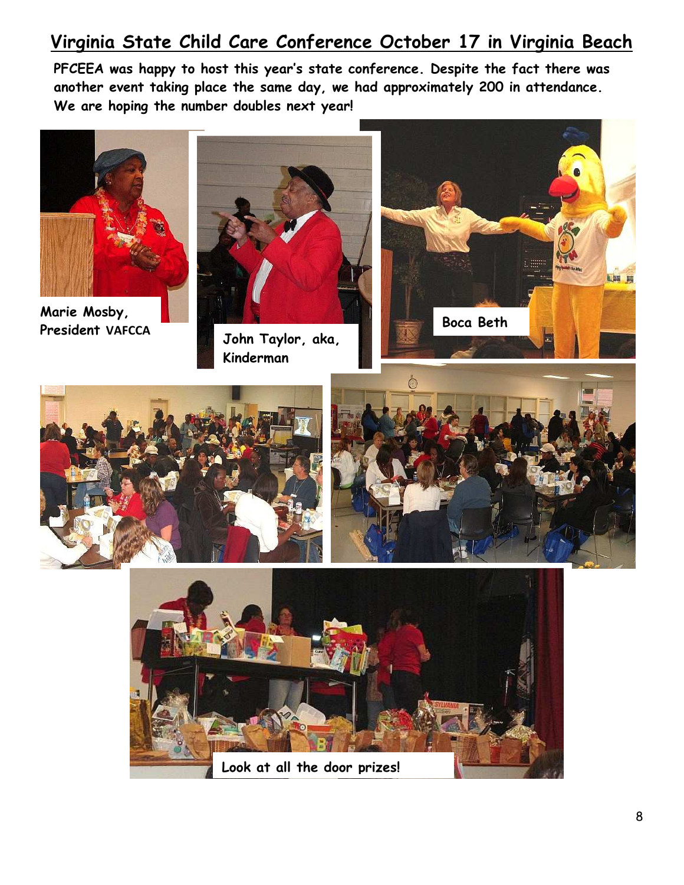## Virginia State Child Care Conference October 17 in Virginia Beach

**PFCEEA was happy to host this year's state conference. Despite the fact there was another event taking place the same day, we had approximately 200 in attendance. We are hoping the number doubles next year!**

**Marie Mosby, President VAFCCA**

**John Taylor, aka, Kinderman**

**Boca Beth**

**Look at all the door prizes!**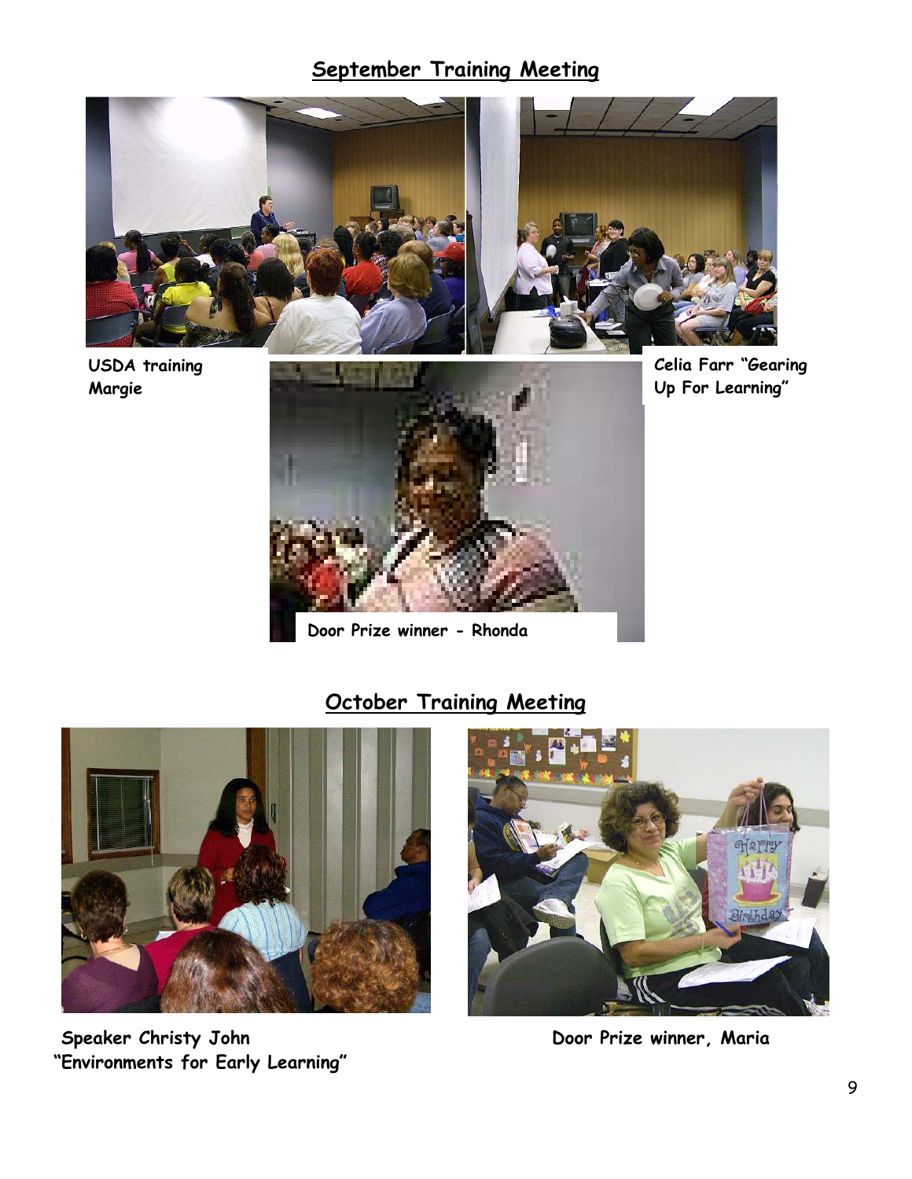## September Training Meeting

**USDA training Margie**

**Celia Farr "Gearing Up For Learning"**

**Door Prize winner - Rhonda**

## October Training Meeting

**Speaker Christy John "Environments for Early Learning"**

**Door Prize winner, Maria**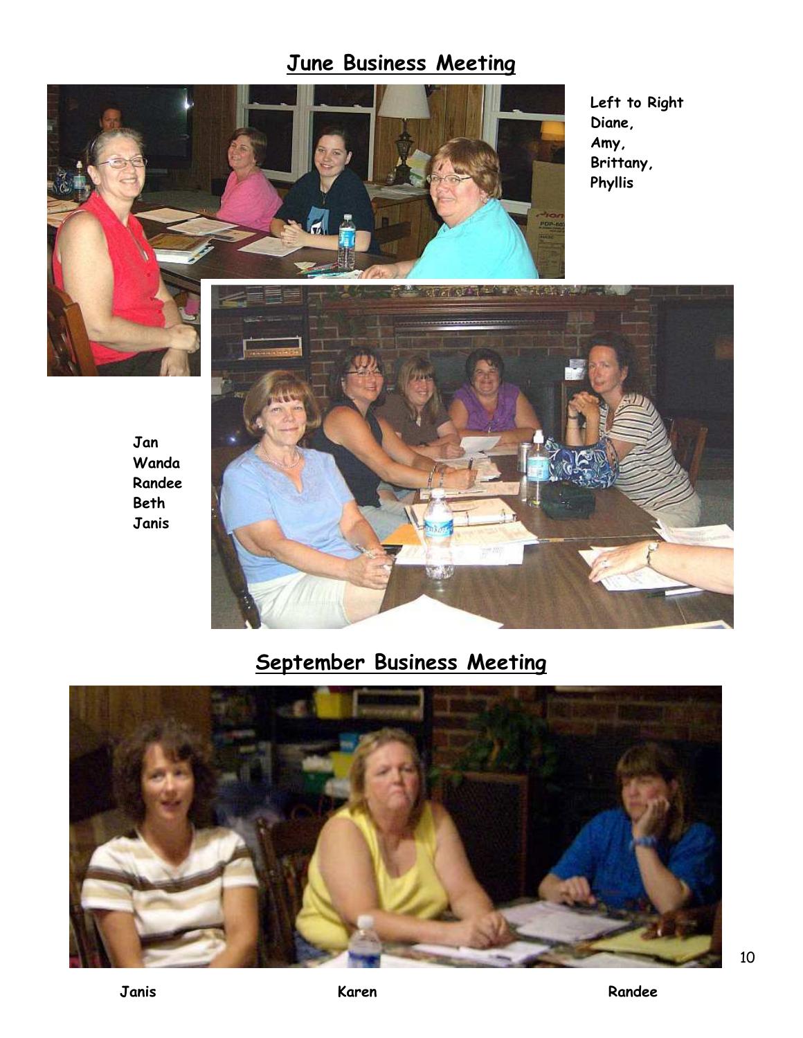## June Business Meeting

Left to Right
Diane,
Amy,
Brittany,
Phyllis

Jan
Wanda
Randee
Beth
Janis

## September Business Meeting

Janis Karen Randee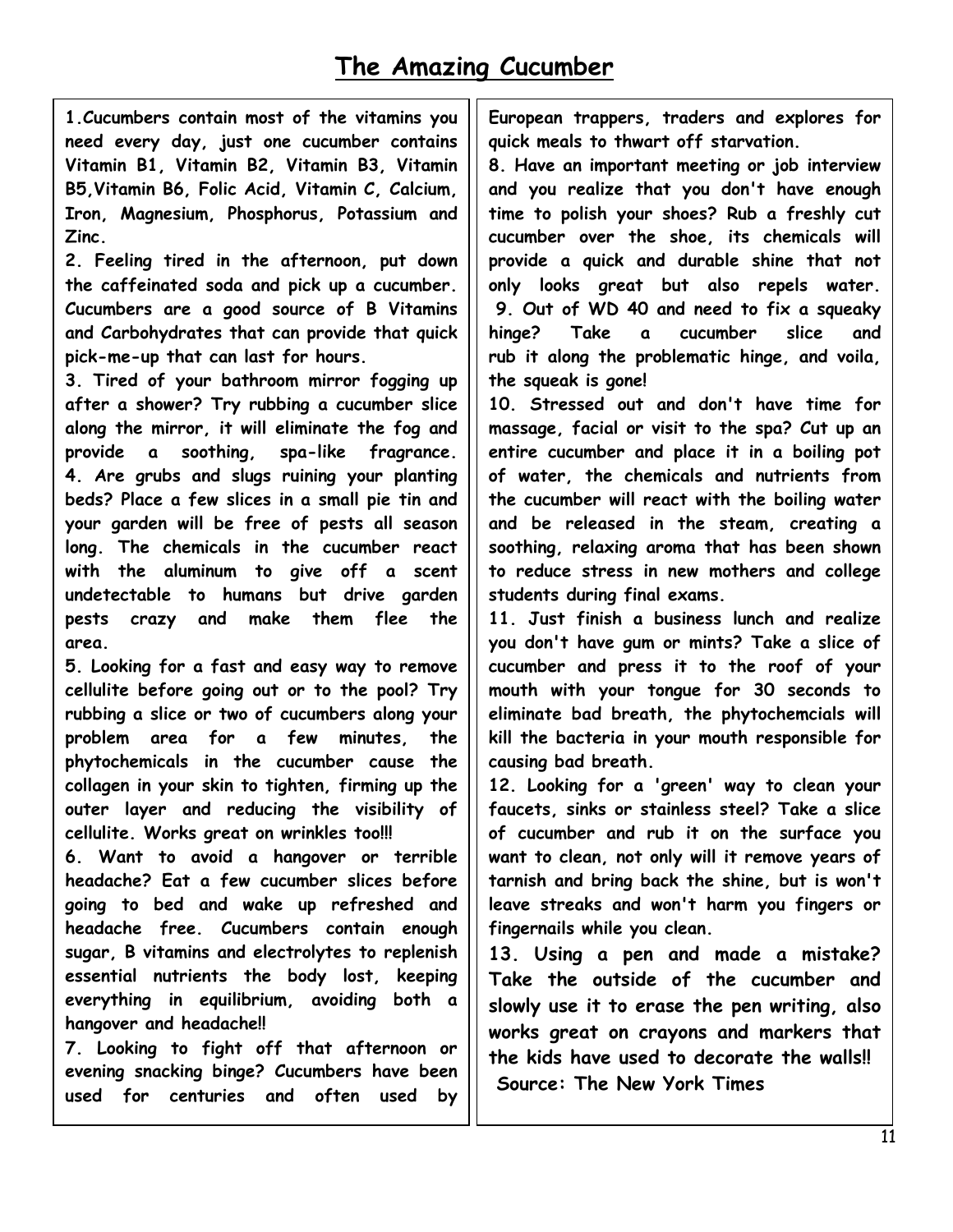# The Amazing Cucumber

**1.Cucumbers contain most of the vitamins you need every day, just one cucumber contains Vitamin B1, Vitamin B2, Vitamin B3, Vitamin B5,Vitamin B6, Folic Acid, Vitamin C, Calcium, Iron, Magnesium, Phosphorus, Potassium and Zinc.**

**2. Feeling tired in the afternoon, put down the caffeinated soda and pick up a cucumber. Cucumbers are a good source of B Vitamins and Carbohydrates that can provide that quick pick-me-up that can last for hours.**

**3. Tired of your bathroom mirror fogging up after a shower? Try rubbing a cucumber slice along the mirror, it will eliminate the fog and provide a soothing, spa-like fragrance.**

**4. Are grubs and slugs ruining your planting beds? Place a few slices in a small pie tin and your garden will be free of pests all season long. The chemicals in the cucumber react with the aluminum to give off a scent undetectable to humans but drive garden pests crazy and make them flee the area.**

**5. Looking for a fast and easy way to remove cellulite before going out or to the pool? Try rubbing a slice or two of cucumbers along your problem area for a few minutes, the phytochemicals in the cucumber cause the collagen in your skin to tighten, firming up the outer layer and reducing the visibility of cellulite. Works great on wrinkles too!!!**

**6. Want to avoid a hangover or terrible headache? Eat a few cucumber slices before going to bed and wake up refreshed and headache free. Cucumbers contain enough sugar, B vitamins and electrolytes to replenish essential nutrients the body lost, keeping everything in equilibrium, avoiding both a hangover and headache!!**

**7. Looking to fight off that afternoon or evening snacking binge? Cucumbers have been used for centuries and often used by European trappers, traders and explores for quick meals to thwart off starvation.**

**8. Have an important meeting or job interview and you realize that you don't have enough time to polish your shoes? Rub a freshly cut cucumber over the shoe, its chemicals will provide a quick and durable shine that not only looks great but also repels water.**

**9. Out of WD 40 and need to fix a squeaky hinge? Take a cucumber slice and rub it along the problematic hinge, and voila, the squeak is gone!**

**10. Stressed out and don't have time for massage, facial or visit to the spa? Cut up an entire cucumber and place it in a boiling pot of water, the chemicals and nutrients from the cucumber will react with the boiling water and be released in the steam, creating a soothing, relaxing aroma that has been shown to reduce stress in new mothers and college students during final exams.**

**11. Just finish a business lunch and realize you don't have gum or mints? Take a slice of cucumber and press it to the roof of your mouth with your tongue for 30 seconds to eliminate bad breath, the phytochemcials will kill the bacteria in your mouth responsible for causing bad breath.**

**12. Looking for a 'green' way to clean your faucets, sinks or stainless steel? Take a slice of cucumber and rub it on the surface you want to clean, not only will it remove years of tarnish and bring back the shine, but is won't leave streaks and won't harm you fingers or fingernails while you clean.**

**13. Using a pen and made a mistake? Take the outside of the cucumber and slowly use it to erase the pen writing, also works great on crayons and markers that the kids have used to decorate the walls!!**

**Source: The New York Times**